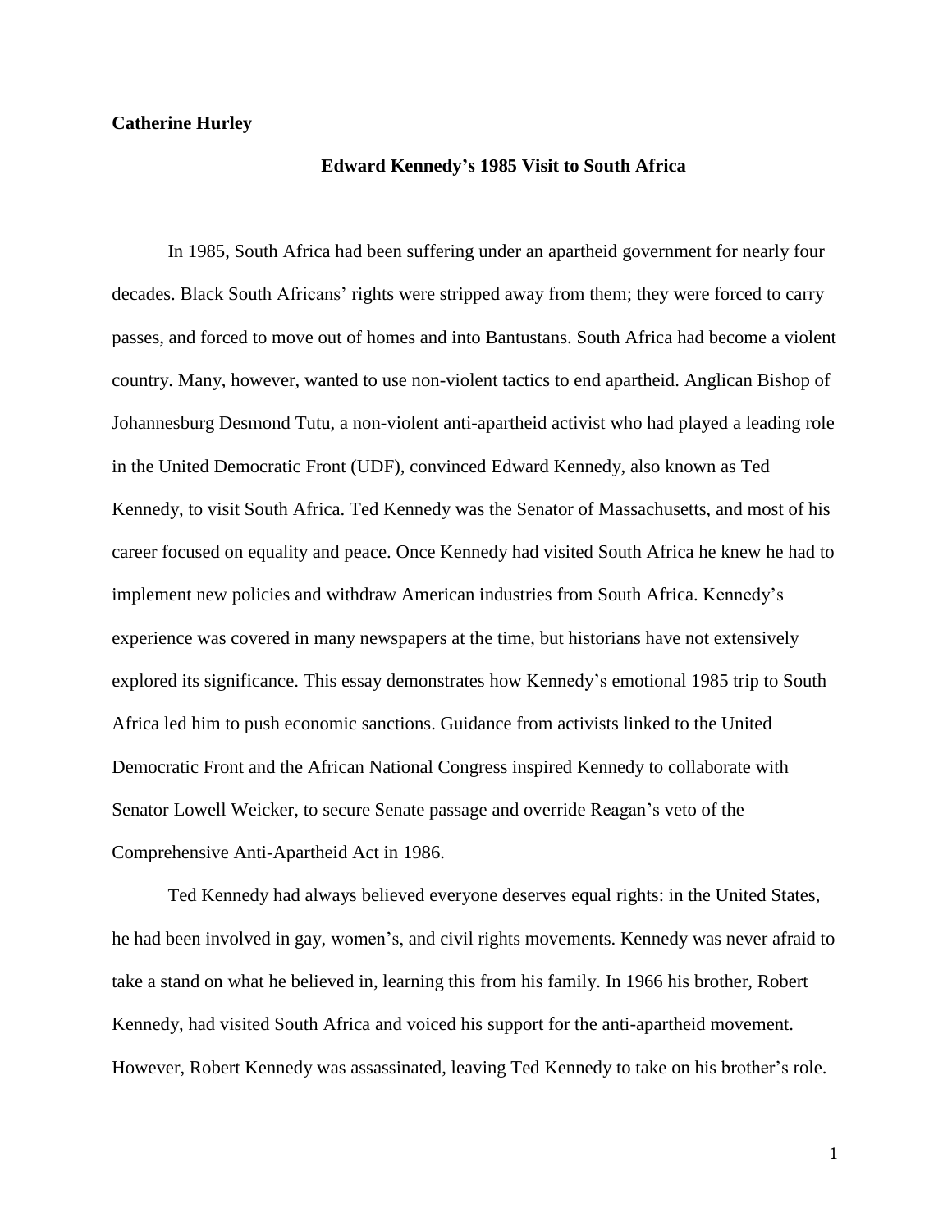**Catherine Hurley**

# Edward Kennedy's 1985 Visit to South Africa

In 1985, South Africa had been suffering under an apartheid government for nearly four decades. Black South Africans' rights were stripped away from them; they were forced to carry passes, and forced to move out of homes and into Bantustans. South Africa had become a violent country. Many, however, wanted to use non-violent tactics to end apartheid. Anglican Bishop of Johannesburg Desmond Tutu, a non-violent anti-apartheid activist who had played a leading role in the United Democratic Front (UDF), convinced Edward Kennedy, also known as Ted Kennedy, to visit South Africa. Ted Kennedy was the Senator of Massachusetts, and most of his career focused on equality and peace. Once Kennedy had visited South Africa he knew he had to implement new policies and withdraw American industries from South Africa. Kennedy's experience was covered in many newspapers at the time, but historians have not extensively explored its significance. This essay demonstrates how Kennedy's emotional 1985 trip to South Africa led him to push economic sanctions. Guidance from activists linked to the United Democratic Front and the African National Congress inspired Kennedy to collaborate with Senator Lowell Weicker, to secure Senate passage and override Reagan's veto of the Comprehensive Anti-Apartheid Act in 1986.

Ted Kennedy had always believed everyone deserves equal rights: in the United States, he had been involved in gay, women's, and civil rights movements. Kennedy was never afraid to take a stand on what he believed in, learning this from his family. In 1966 his brother, Robert Kennedy, had visited South Africa and voiced his support for the anti-apartheid movement. However, Robert Kennedy was assassinated, leaving Ted Kennedy to take on his brother's role.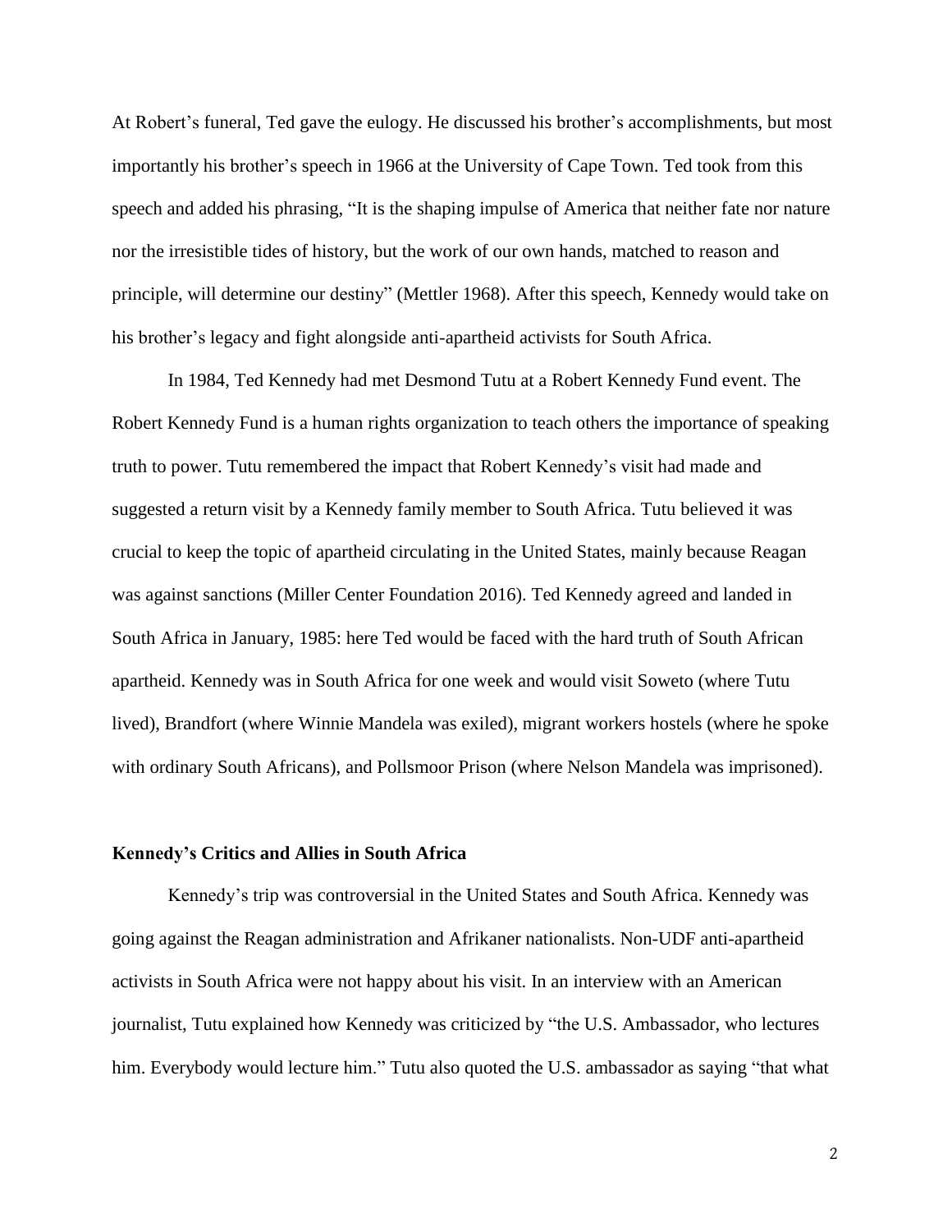At Robert's funeral, Ted gave the eulogy. He discussed his brother's accomplishments, but most importantly his brother's speech in 1966 at the University of Cape Town. Ted took from this speech and added his phrasing, "It is the shaping impulse of America that neither fate nor nature nor the irresistible tides of history, but the work of our own hands, matched to reason and principle, will determine our destiny" (Mettler 1968). After this speech, Kennedy would take on his brother's legacy and fight alongside anti-apartheid activists for South Africa.

In 1984, Ted Kennedy had met Desmond Tutu at a Robert Kennedy Fund event. The Robert Kennedy Fund is a human rights organization to teach others the importance of speaking truth to power. Tutu remembered the impact that Robert Kennedy's visit had made and suggested a return visit by a Kennedy family member to South Africa. Tutu believed it was crucial to keep the topic of apartheid circulating in the United States, mainly because Reagan was against sanctions (Miller Center Foundation 2016). Ted Kennedy agreed and landed in South Africa in January, 1985: here Ted would be faced with the hard truth of South African apartheid. Kennedy was in South Africa for one week and would visit Soweto (where Tutu lived), Brandfort (where Winnie Mandela was exiled), migrant workers hostels (where he spoke with ordinary South Africans), and Pollsmoor Prison (where Nelson Mandela was imprisoned).

### Kennedy's Critics and Allies in South Africa

Kennedy's trip was controversial in the United States and South Africa. Kennedy was going against the Reagan administration and Afrikaner nationalists. Non-UDF anti-apartheid activists in South Africa were not happy about his visit. In an interview with an American journalist, Tutu explained how Kennedy was criticized by "the U.S. Ambassador, who lectures him. Everybody would lecture him." Tutu also quoted the U.S. ambassador as saying "that what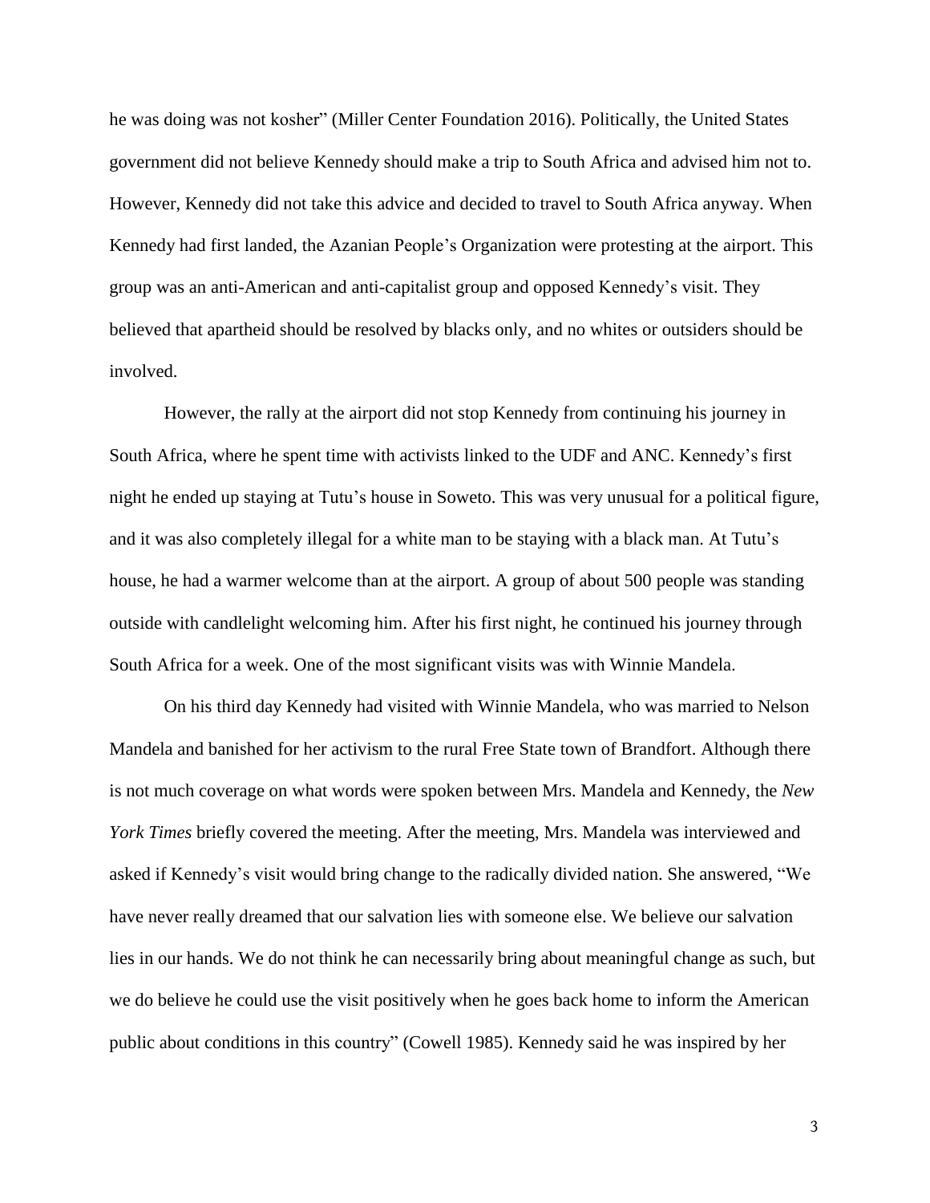he was doing was not kosher" (Miller Center Foundation 2016). Politically, the United States government did not believe Kennedy should make a trip to South Africa and advised him not to. However, Kennedy did not take this advice and decided to travel to South Africa anyway. When Kennedy had first landed, the Azanian People's Organization were protesting at the airport. This group was an anti-American and anti-capitalist group and opposed Kennedy's visit. They believed that apartheid should be resolved by blacks only, and no whites or outsiders should be involved.

However, the rally at the airport did not stop Kennedy from continuing his journey in South Africa, where he spent time with activists linked to the UDF and ANC. Kennedy's first night he ended up staying at Tutu's house in Soweto. This was very unusual for a political figure, and it was also completely illegal for a white man to be staying with a black man. At Tutu's house, he had a warmer welcome than at the airport. A group of about 500 people was standing outside with candlelight welcoming him. After his first night, he continued his journey through South Africa for a week. One of the most significant visits was with Winnie Mandela.

On his third day Kennedy had visited with Winnie Mandela, who was married to Nelson Mandela and banished for her activism to the rural Free State town of Brandfort. Although there is not much coverage on what words were spoken between Mrs. Mandela and Kennedy, the *New York Times* briefly covered the meeting. After the meeting, Mrs. Mandela was interviewed and asked if Kennedy's visit would bring change to the radically divided nation. She answered, "We have never really dreamed that our salvation lies with someone else. We believe our salvation lies in our hands. We do not think he can necessarily bring about meaningful change as such, but we do believe he could use the visit positively when he goes back home to inform the American public about conditions in this country" (Cowell 1985). Kennedy said he was inspired by her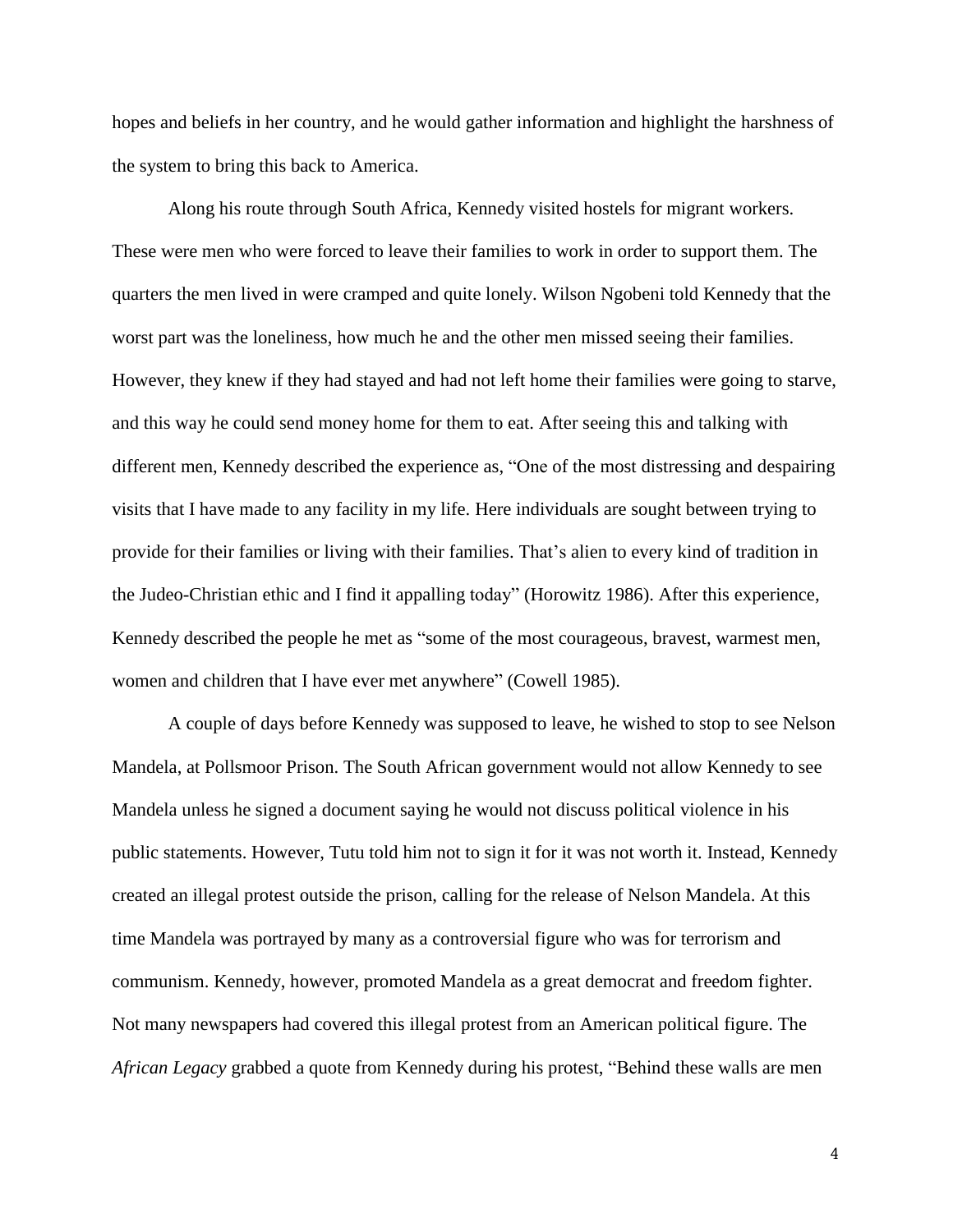hopes and beliefs in her country, and he would gather information and highlight the harshness of the system to bring this back to America.

Along his route through South Africa, Kennedy visited hostels for migrant workers. These were men who were forced to leave their families to work in order to support them. The quarters the men lived in were cramped and quite lonely. Wilson Ngobeni told Kennedy that the worst part was the loneliness, how much he and the other men missed seeing their families. However, they knew if they had stayed and had not left home their families were going to starve, and this way he could send money home for them to eat. After seeing this and talking with different men, Kennedy described the experience as, "One of the most distressing and despairing visits that I have made to any facility in my life. Here individuals are sought between trying to provide for their families or living with their families. That's alien to every kind of tradition in the Judeo-Christian ethic and I find it appalling today" (Horowitz 1986). After this experience, Kennedy described the people he met as "some of the most courageous, bravest, warmest men, women and children that I have ever met anywhere" (Cowell 1985).

A couple of days before Kennedy was supposed to leave, he wished to stop to see Nelson Mandela, at Pollsmoor Prison. The South African government would not allow Kennedy to see Mandela unless he signed a document saying he would not discuss political violence in his public statements. However, Tutu told him not to sign it for it was not worth it. Instead, Kennedy created an illegal protest outside the prison, calling for the release of Nelson Mandela. At this time Mandela was portrayed by many as a controversial figure who was for terrorism and communism. Kennedy, however, promoted Mandela as a great democrat and freedom fighter. Not many newspapers had covered this illegal protest from an American political figure. The *African Legacy* grabbed a quote from Kennedy during his protest, "Behind these walls are men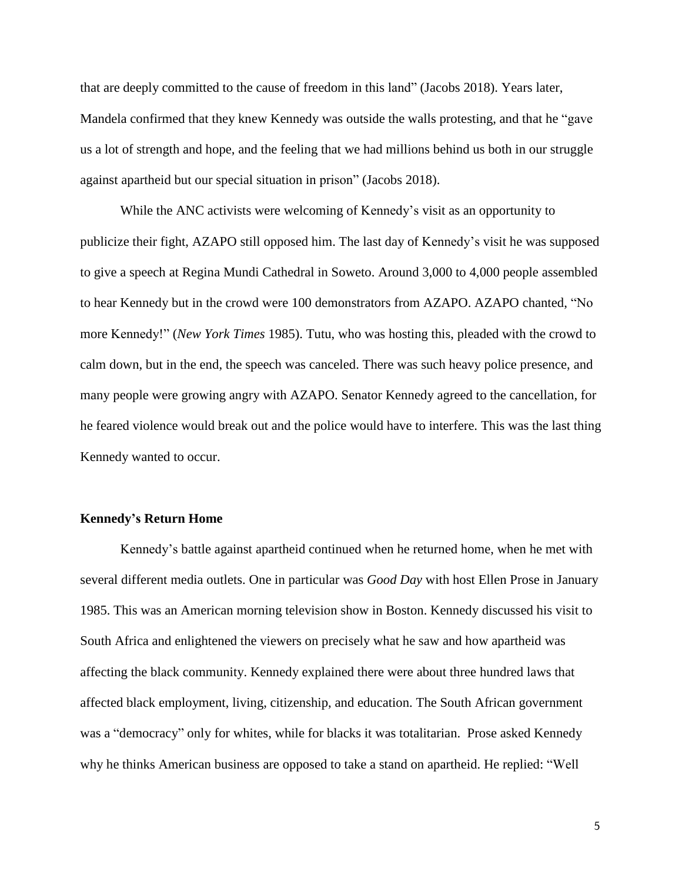that are deeply committed to the cause of freedom in this land" (Jacobs 2018). Years later, Mandela confirmed that they knew Kennedy was outside the walls protesting, and that he "gave us a lot of strength and hope, and the feeling that we had millions behind us both in our struggle against apartheid but our special situation in prison" (Jacobs 2018).

While the ANC activists were welcoming of Kennedy's visit as an opportunity to publicize their fight, AZAPO still opposed him. The last day of Kennedy's visit he was supposed to give a speech at Regina Mundi Cathedral in Soweto. Around 3,000 to 4,000 people assembled to hear Kennedy but in the crowd were 100 demonstrators from AZAPO. AZAPO chanted, "No more Kennedy!" (*New York Times* 1985). Tutu, who was hosting this, pleaded with the crowd to calm down, but in the end, the speech was canceled. There was such heavy police presence, and many people were growing angry with AZAPO. Senator Kennedy agreed to the cancellation, for he feared violence would break out and the police would have to interfere. This was the last thing Kennedy wanted to occur.

**Kennedy's Return Home**

Kennedy's battle against apartheid continued when he returned home, when he met with several different media outlets. One in particular was *Good Day* with host Ellen Prose in January 1985. This was an American morning television show in Boston. Kennedy discussed his visit to South Africa and enlightened the viewers on precisely what he saw and how apartheid was affecting the black community. Kennedy explained there were about three hundred laws that affected black employment, living, citizenship, and education. The South African government was a "democracy" only for whites, while for blacks it was totalitarian. Prose asked Kennedy why he thinks American business are opposed to take a stand on apartheid. He replied: "Well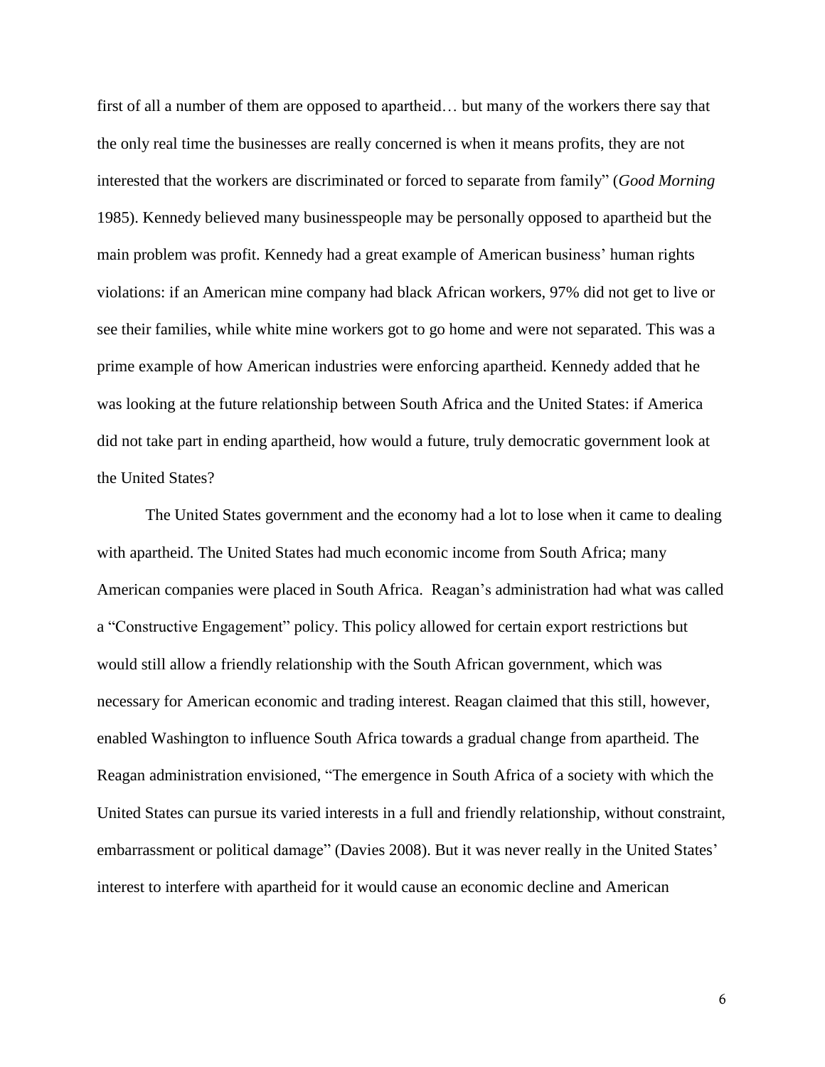first of all a number of them are opposed to apartheid… but many of the workers there say that the only real time the businesses are really concerned is when it means profits, they are not interested that the workers are discriminated or forced to separate from family" (*Good Morning* 1985). Kennedy believed many businesspeople may be personally opposed to apartheid but the main problem was profit. Kennedy had a great example of American business' human rights violations: if an American mine company had black African workers, 97% did not get to live or see their families, while white mine workers got to go home and were not separated. This was a prime example of how American industries were enforcing apartheid. Kennedy added that he was looking at the future relationship between South Africa and the United States: if America did not take part in ending apartheid, how would a future, truly democratic government look at the United States?

The United States government and the economy had a lot to lose when it came to dealing with apartheid. The United States had much economic income from South Africa; many American companies were placed in South Africa. Reagan's administration had what was called a "Constructive Engagement" policy. This policy allowed for certain export restrictions but would still allow a friendly relationship with the South African government, which was necessary for American economic and trading interest. Reagan claimed that this still, however, enabled Washington to influence South Africa towards a gradual change from apartheid. The Reagan administration envisioned, "The emergence in South Africa of a society with which the United States can pursue its varied interests in a full and friendly relationship, without constraint, embarrassment or political damage" (Davies 2008). But it was never really in the United States' interest to interfere with apartheid for it would cause an economic decline and American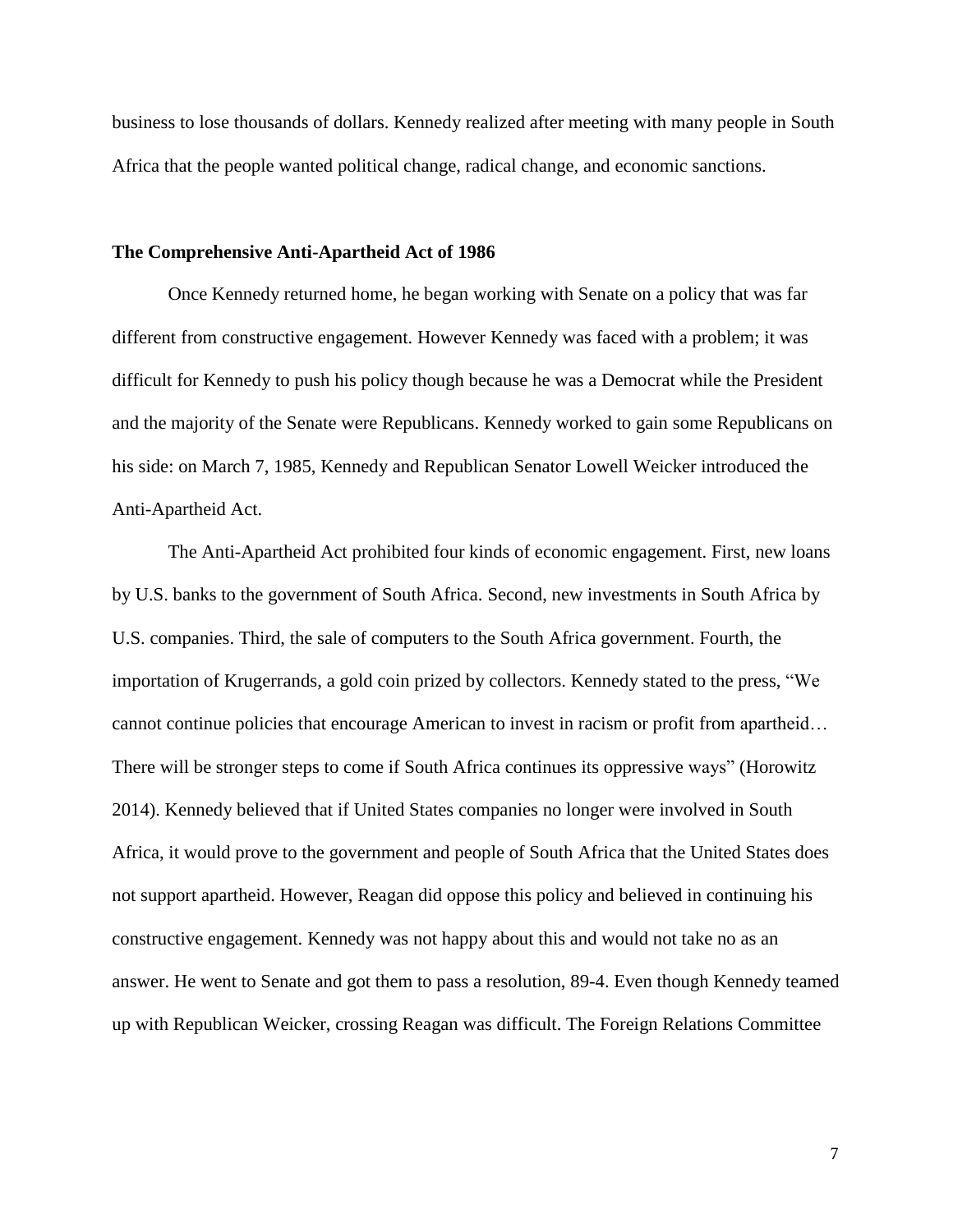business to lose thousands of dollars. Kennedy realized after meeting with many people in South Africa that the people wanted political change, radical change, and economic sanctions.

**The Comprehensive Anti-Apartheid Act of 1986**

Once Kennedy returned home, he began working with Senate on a policy that was far different from constructive engagement. However Kennedy was faced with a problem; it was difficult for Kennedy to push his policy though because he was a Democrat while the President and the majority of the Senate were Republicans. Kennedy worked to gain some Republicans on his side: on March 7, 1985, Kennedy and Republican Senator Lowell Weicker introduced the Anti-Apartheid Act.

The Anti-Apartheid Act prohibited four kinds of economic engagement. First, new loans by U.S. banks to the government of South Africa. Second, new investments in South Africa by U.S. companies. Third, the sale of computers to the South Africa government. Fourth, the importation of Krugerrands, a gold coin prized by collectors. Kennedy stated to the press, "We cannot continue policies that encourage American to invest in racism or profit from apartheid… There will be stronger steps to come if South Africa continues its oppressive ways" (Horowitz 2014). Kennedy believed that if United States companies no longer were involved in South Africa, it would prove to the government and people of South Africa that the United States does not support apartheid. However, Reagan did oppose this policy and believed in continuing his constructive engagement. Kennedy was not happy about this and would not take no as an answer. He went to Senate and got them to pass a resolution, 89-4. Even though Kennedy teamed up with Republican Weicker, crossing Reagan was difficult. The Foreign Relations Committee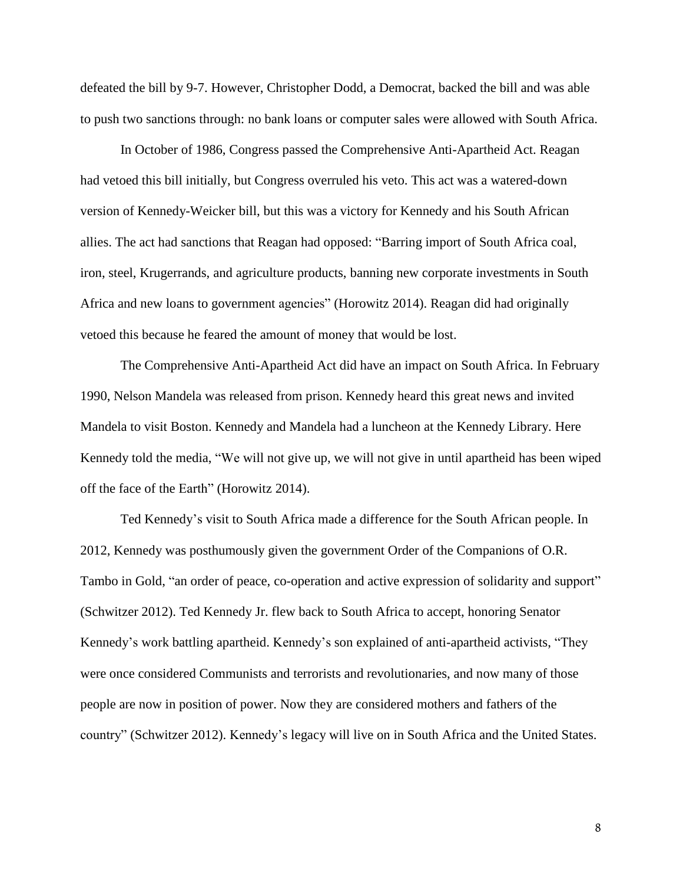defeated the bill by 9-7. However, Christopher Dodd, a Democrat, backed the bill and was able to push two sanctions through: no bank loans or computer sales were allowed with South Africa.

In October of 1986, Congress passed the Comprehensive Anti-Apartheid Act. Reagan had vetoed this bill initially, but Congress overruled his veto. This act was a watered-down version of Kennedy-Weicker bill, but this was a victory for Kennedy and his South African allies. The act had sanctions that Reagan had opposed: "Barring import of South Africa coal, iron, steel, Krugerrands, and agriculture products, banning new corporate investments in South Africa and new loans to government agencies" (Horowitz 2014). Reagan did had originally vetoed this because he feared the amount of money that would be lost.

The Comprehensive Anti-Apartheid Act did have an impact on South Africa. In February 1990, Nelson Mandela was released from prison. Kennedy heard this great news and invited Mandela to visit Boston. Kennedy and Mandela had a luncheon at the Kennedy Library. Here Kennedy told the media, "We will not give up, we will not give in until apartheid has been wiped off the face of the Earth" (Horowitz 2014).

Ted Kennedy's visit to South Africa made a difference for the South African people. In 2012, Kennedy was posthumously given the government Order of the Companions of O.R. Tambo in Gold, "an order of peace, co-operation and active expression of solidarity and support" (Schwitzer 2012). Ted Kennedy Jr. flew back to South Africa to accept, honoring Senator Kennedy's work battling apartheid. Kennedy's son explained of anti-apartheid activists, "They were once considered Communists and terrorists and revolutionaries, and now many of those people are now in position of power. Now they are considered mothers and fathers of the country" (Schwitzer 2012). Kennedy's legacy will live on in South Africa and the United States.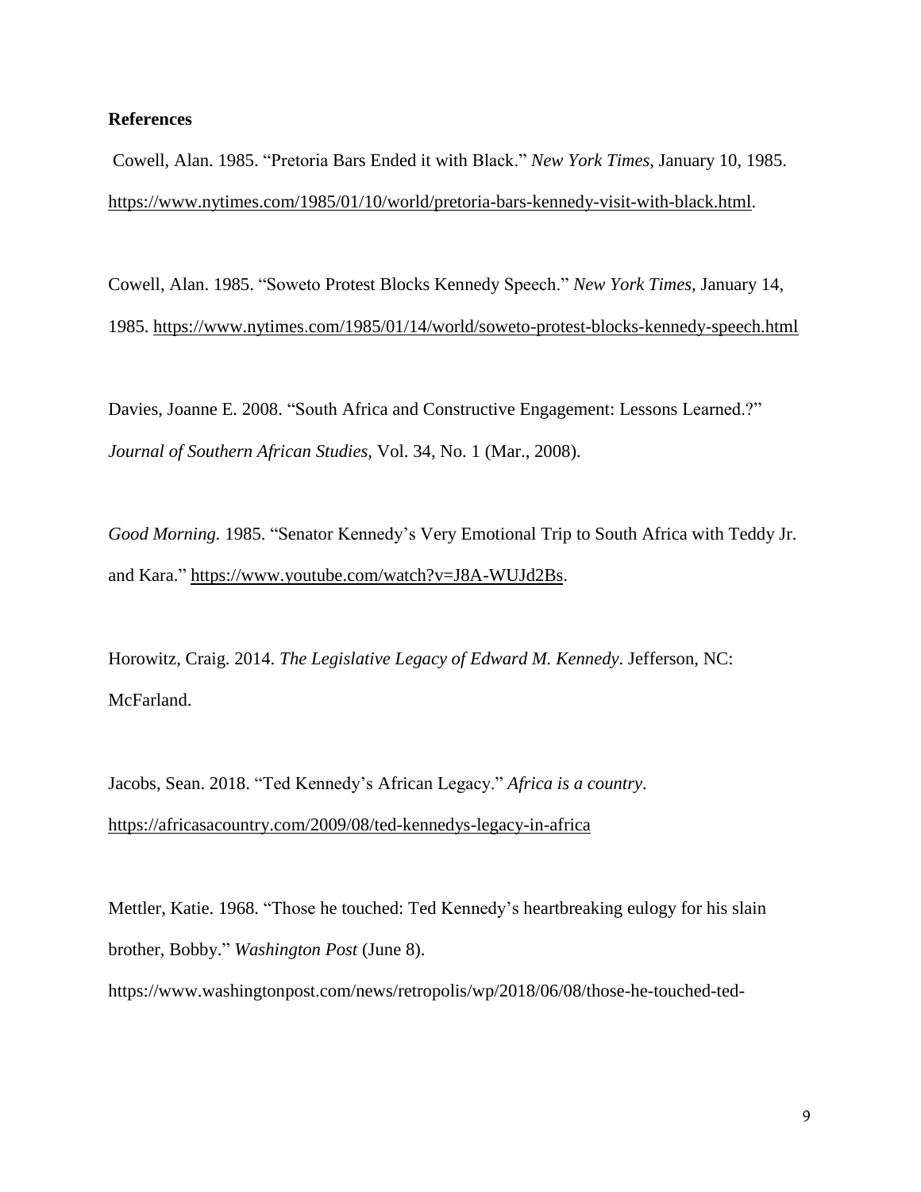**References**

Cowell, Alan. 1985. "Pretoria Bars Ended it with Black." *New York Times*, January 10, 1985. https://www.nytimes.com/1985/01/10/world/pretoria-bars-kennedy-visit-with-black.html.

Cowell, Alan. 1985. "Soweto Protest Blocks Kennedy Speech." *New York Times*, January 14, 1985. https://www.nytimes.com/1985/01/14/world/soweto-protest-blocks-kennedy-speech.html

Davies, Joanne E. 2008. "South Africa and Constructive Engagement: Lessons Learned.?" *Journal of Southern African Studies*, Vol. 34, No. 1 (Mar., 2008).

*Good Morning.* 1985. "Senator Kennedy's Very Emotional Trip to South Africa with Teddy Jr. and Kara." https://www.youtube.com/watch?v=J8A-WUJd2Bs.

Horowitz, Craig. 2014. *The Legislative Legacy of Edward M. Kennedy*. Jefferson, NC: McFarland.

Jacobs, Sean. 2018. "Ted Kennedy's African Legacy." *Africa is a country*. https://africasacountry.com/2009/08/ted-kennedys-legacy-in-africa

Mettler, Katie. 1968. "Those he touched: Ted Kennedy's heartbreaking eulogy for his slain brother, Bobby." *Washington Post* (June 8). https://www.washingtonpost.com/news/retropolis/wp/2018/06/08/those-he-touched-ted-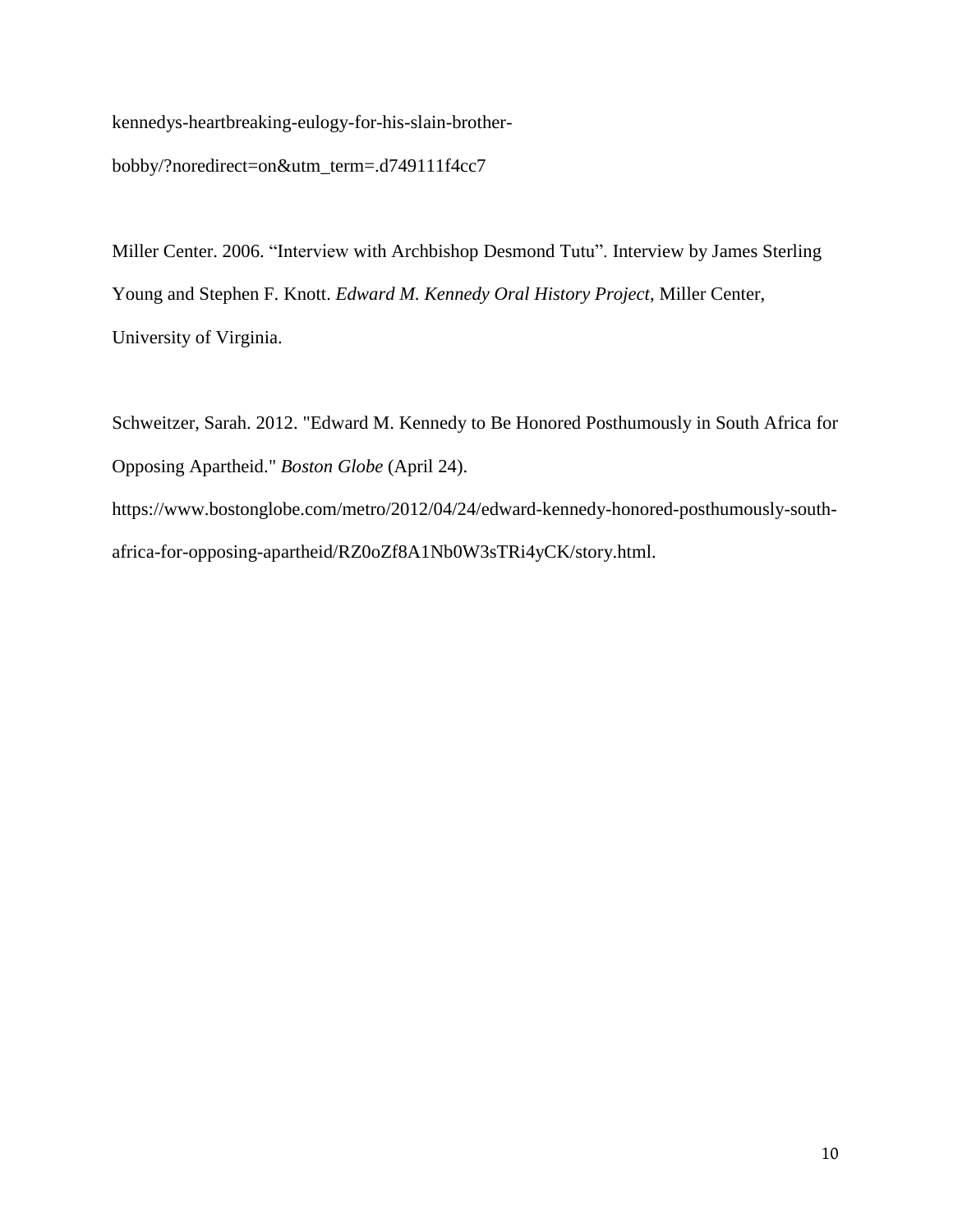kennedys-heartbreaking-eulogy-for-his-slain-brother-bobby/?noredirect=on&utm_term=.d749111f4cc7

Miller Center. 2006. "Interview with Archbishop Desmond Tutu". Interview by James Sterling Young and Stephen F. Knott. *Edward M. Kennedy Oral History Project*, Miller Center, University of Virginia.

Schweitzer, Sarah. 2012. "Edward M. Kennedy to Be Honored Posthumously in South Africa for Opposing Apartheid." *Boston Globe* (April 24). https://www.bostonglobe.com/metro/2012/04/24/edward-kennedy-honored-posthumously-south-africa-for-opposing-apartheid/RZ0oZf8A1Nb0W3sTRi4yCK/story.html.